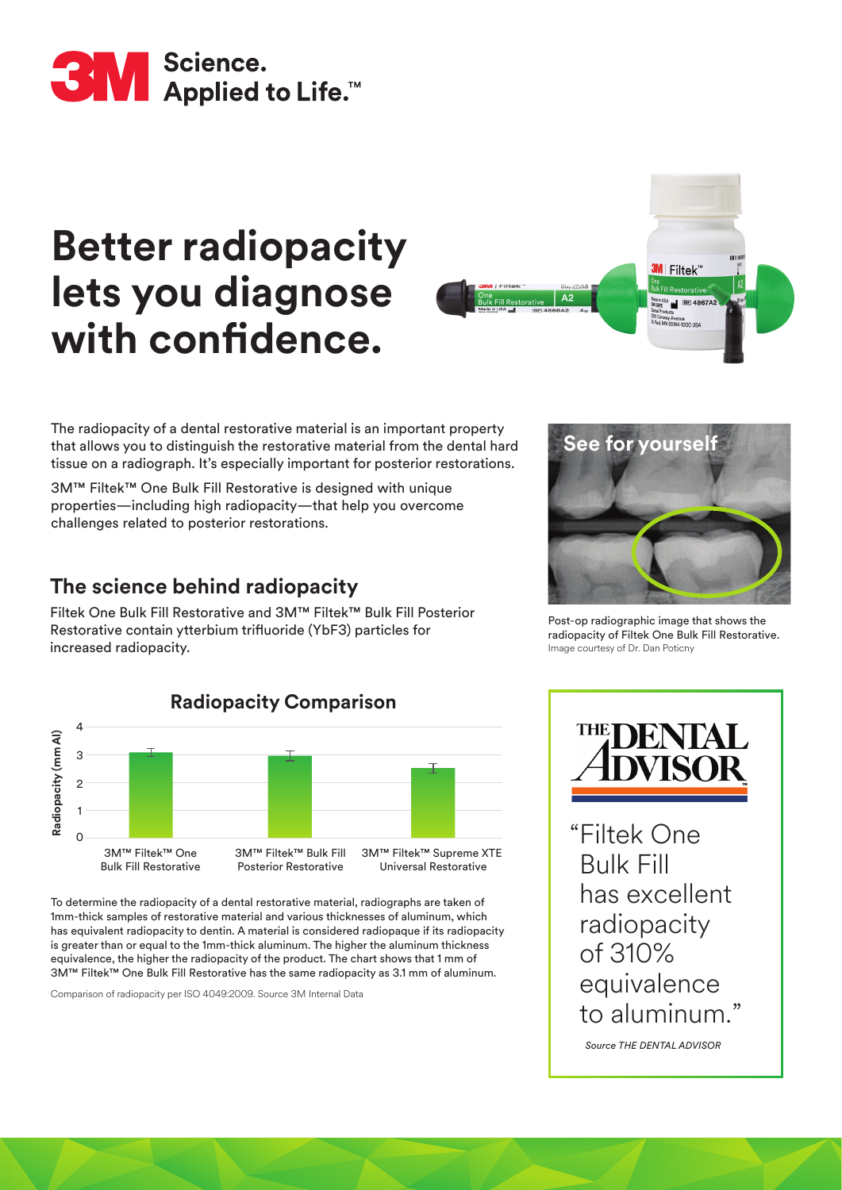Science. Applied to Life.™

# Better radiopacity lets you diagnose with confidence.

The radiopacity of a dental restorative material is an important property that allows you to distinguish the restorative material from the dental hard tissue on a radiograph. It's especially important for posterior restorations.

3M™ Filtek™ One Bulk Fill Restorative is designed with unique properties—including high radiopacity—that help you overcome challenges related to posterior restorations.

## The science behind radiopacity

Filtek One Bulk Fill Restorative and 3M™ Filtek™ Bulk Fill Posterior Restorative contain ytterbium trifluoride ($YbF_3$) particles for increased radiopacity.

### Radiopacity Comparison

Radiopacity (mm Al)

| Product | Radiopacity (mm Al) |
|---|---|
| 3M™ Filtek™ One Bulk Fill Restorative | ~3.1 |
| 3M™ Filtek™ Bulk Fill Posterior Restorative | ~3.0 |
| 3M™ Filtek™ Supreme XTE Universal Restorative | ~2.5 |

To determine the radiopacity of a dental restorative material, radiographs are taken of 1mm-thick samples of restorative material and various thicknesses of aluminum, which has equivalent radiopacity to dentin. A material is considered radiopaque if its radiopacity is greater than or equal to the 1mm-thick aluminum. The higher the aluminum thickness equivalence, the higher the radiopacity of the product. The chart shows that 1 mm of 3M™ Filtek™ One Bulk Fill Restorative has the same radiopacity as 3.1 mm of aluminum.

Comparison of radiopacity per ISO 4049:2009. Source 3M Internal Data

**See for yourself**

Post-op radiographic image that shows the radiopacity of Filtek One Bulk Fill Restorative.
Image courtesy of Dr. Dan Poticny

THE DENTAL ADVISOR

"Filtek One Bulk Fill has excellent radiopacity of 310% equivalence to aluminum."

*Source THE DENTAL ADVISOR*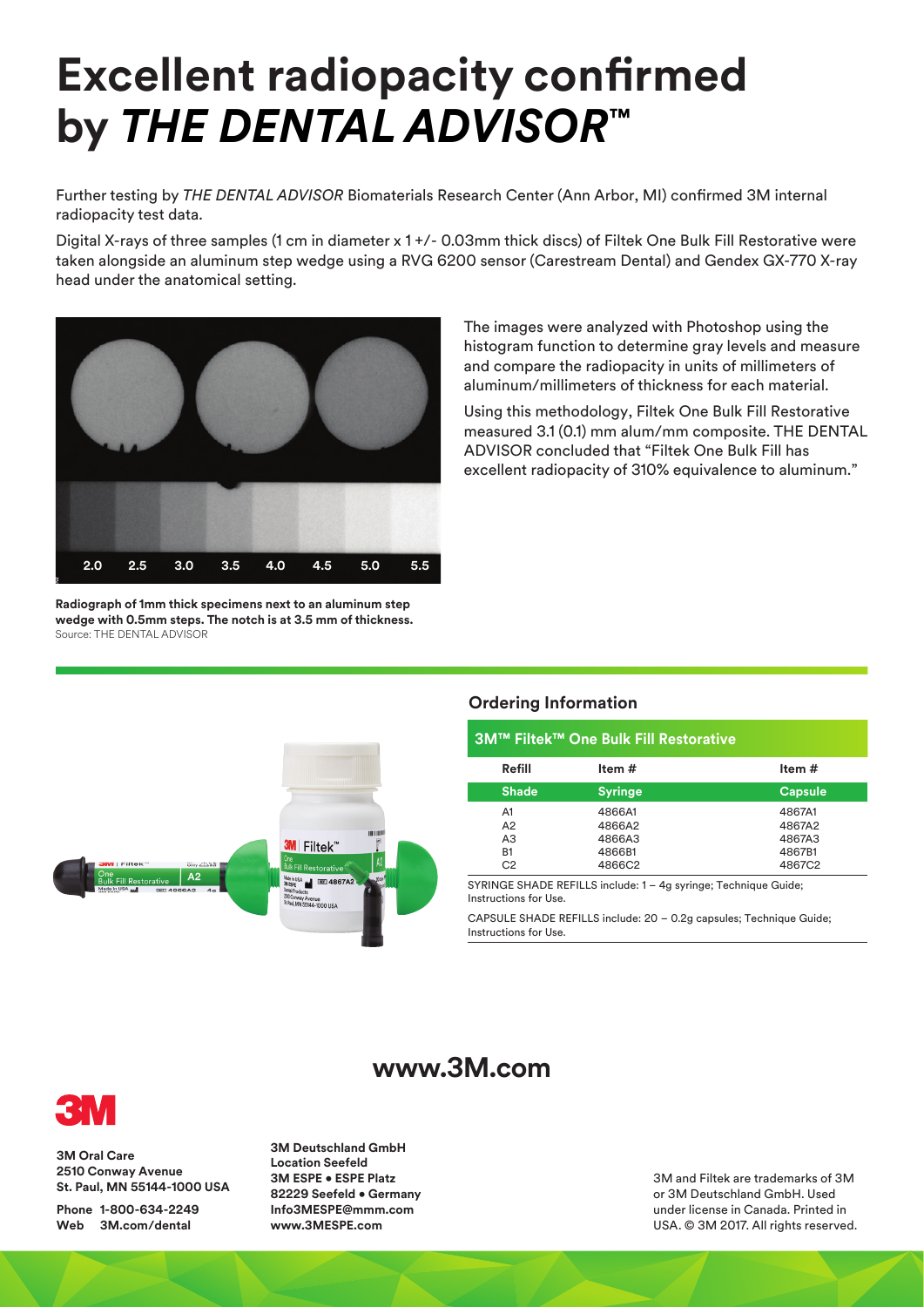# Excellent radiopacity confirmed by *THE DENTAL ADVISOR*™

Further testing by *THE DENTAL ADVISOR* Biomaterials Research Center (Ann Arbor, MI) confirmed 3M internal radiopacity test data.

Digital X-rays of three samples (1 cm in diameter x 1 +/- 0.03mm thick discs) of Filtek One Bulk Fill Restorative were taken alongside an aluminum step wedge using a RVG 6200 sensor (Carestream Dental) and Gendex GX-770 X-ray head under the anatomical setting.

2.0 2.5 3.0 3.5 4.0 4.5 5.0 5.5

**Radiograph of 1mm thick specimens next to an aluminum step wedge with 0.5mm steps. The notch is at 3.5 mm of thickness.**
Source: THE DENTAL ADVISOR

The images were analyzed with Photoshop using the histogram function to determine gray levels and measure and compare the radiopacity in units of millimeters of aluminum/millimeters of thickness for each material.

Using this methodology, Filtek One Bulk Fill Restorative measured 3.1 (0.1) mm alum/mm composite. THE DENTAL ADVISOR concluded that "Filtek One Bulk Fill has excellent radiopacity of 310% equivalence to aluminum."

## Ordering Information

**3M™ Filtek™ One Bulk Fill Restorative**

| Refill | Item # | Item # |
|---|---|---|
| **Shade** | **Syringe** | **Capsule** |
| A1 | 4866A1 | 4867A1 |
| A2 | 4866A2 | 4867A2 |
| A3 | 4866A3 | 4867A3 |
| B1 | 4866B1 | 4867B1 |
| C2 | 4866C2 | 4867C2 |

SYRINGE SHADE REFILLS include: 1 – 4g syringe; Technique Guide; Instructions for Use.

CAPSULE SHADE REFILLS include: 20 – 0.2g capsules; Technique Guide; Instructions for Use.

**www.3M.com**

**3M Oral Care**
**2510 Conway Avenue**
**St. Paul, MN 55144-1000 USA**

**Phone 1-800-634-2249**
**Web 3M.com/dental**

**3M Deutschland GmbH**
**Location Seefeld**
**3M ESPE • ESPE Platz**
**82229 Seefeld • Germany**
**Info3MESPE@mmm.com**
**www.3MESPE.com**

3M and Filtek are trademarks of 3M or 3M Deutschland GmbH. Used under license in Canada. Printed in USA. © 3M 2017. All rights reserved.